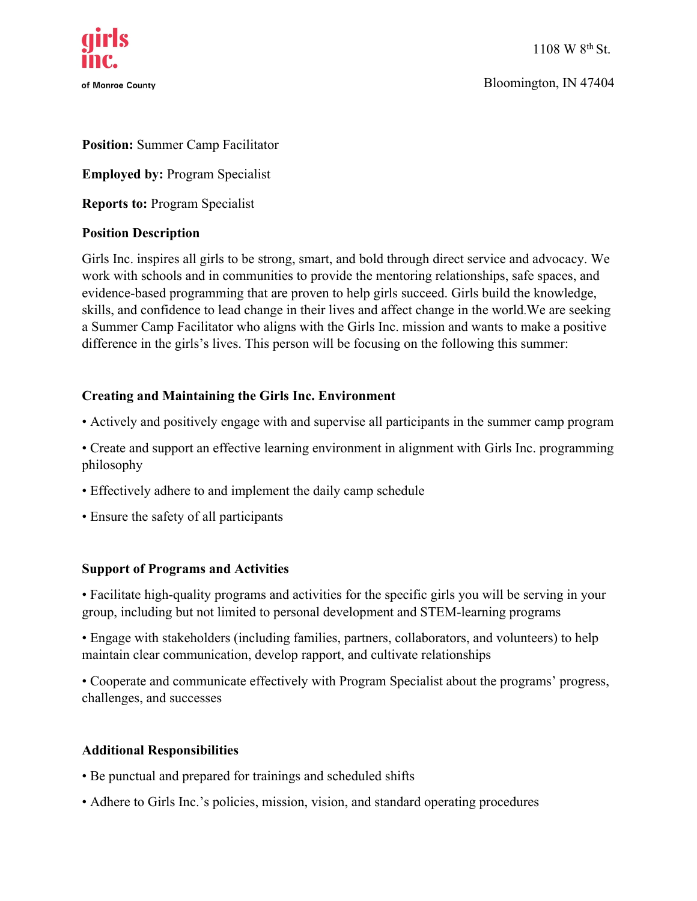girls inc.

of Monroe County

1108 W 8th St.

Bloomington, IN 47404

**Position:** Summer Camp Facilitator

**Employed by:** Program Specialist

**Reports to:** Program Specialist

**Position Description**

Girls Inc. inspires all girls to be strong, smart, and bold through direct service and advocacy. We work with schools and in communities to provide the mentoring relationships, safe spaces, and evidence-based programming that are proven to help girls succeed. Girls build the knowledge, skills, and confidence to lead change in their lives and affect change in the world.We are seeking a Summer Camp Facilitator who aligns with the Girls Inc. mission and wants to make a positive difference in the girls's lives. This person will be focusing on the following this summer:

**Creating and Maintaining the Girls Inc. Environment**

- Actively and positively engage with and supervise all participants in the summer camp program
- Create and support an effective learning environment in alignment with Girls Inc. programming philosophy
- Effectively adhere to and implement the daily camp schedule
- Ensure the safety of all participants

**Support of Programs and Activities**

- Facilitate high-quality programs and activities for the specific girls you will be serving in your group, including but not limited to personal development and STEM-learning programs
- Engage with stakeholders (including families, partners, collaborators, and volunteers) to help maintain clear communication, develop rapport, and cultivate relationships
- Cooperate and communicate effectively with Program Specialist about the programs' progress, challenges, and successes

**Additional Responsibilities**

- Be punctual and prepared for trainings and scheduled shifts
- Adhere to Girls Inc.'s policies, mission, vision, and standard operating procedures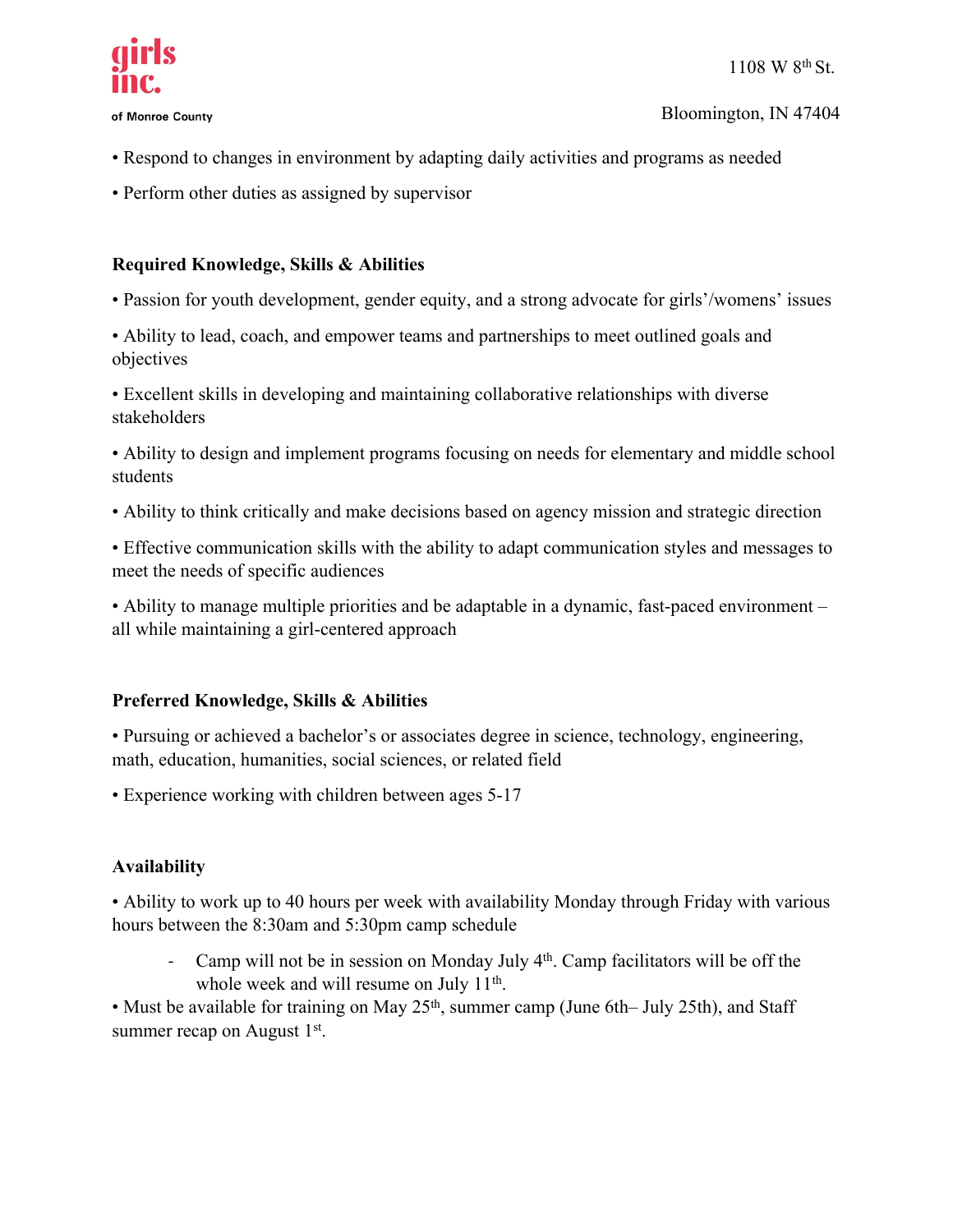• Respond to changes in environment by adapting daily activities and programs as needed

• Perform other duties as assigned by supervisor

**Required Knowledge, Skills & Abilities**

• Passion for youth development, gender equity, and a strong advocate for girls'/womens' issues

• Ability to lead, coach, and empower teams and partnerships to meet outlined goals and objectives

• Excellent skills in developing and maintaining collaborative relationships with diverse stakeholders

• Ability to design and implement programs focusing on needs for elementary and middle school students

• Ability to think critically and make decisions based on agency mission and strategic direction

• Effective communication skills with the ability to adapt communication styles and messages to meet the needs of specific audiences

• Ability to manage multiple priorities and be adaptable in a dynamic, fast-paced environment – all while maintaining a girl-centered approach

**Preferred Knowledge, Skills & Abilities**

• Pursuing or achieved a bachelor's or associates degree in science, technology, engineering, math, education, humanities, social sciences, or related field

• Experience working with children between ages 5-17

**Availability**

• Ability to work up to 40 hours per week with availability Monday through Friday with various hours between the 8:30am and 5:30pm camp schedule

- Camp will not be in session on Monday July 4th. Camp facilitators will be off the whole week and will resume on July 11th.

• Must be available for training on May 25th, summer camp (June 6th– July 25th), and Staff summer recap on August 1st.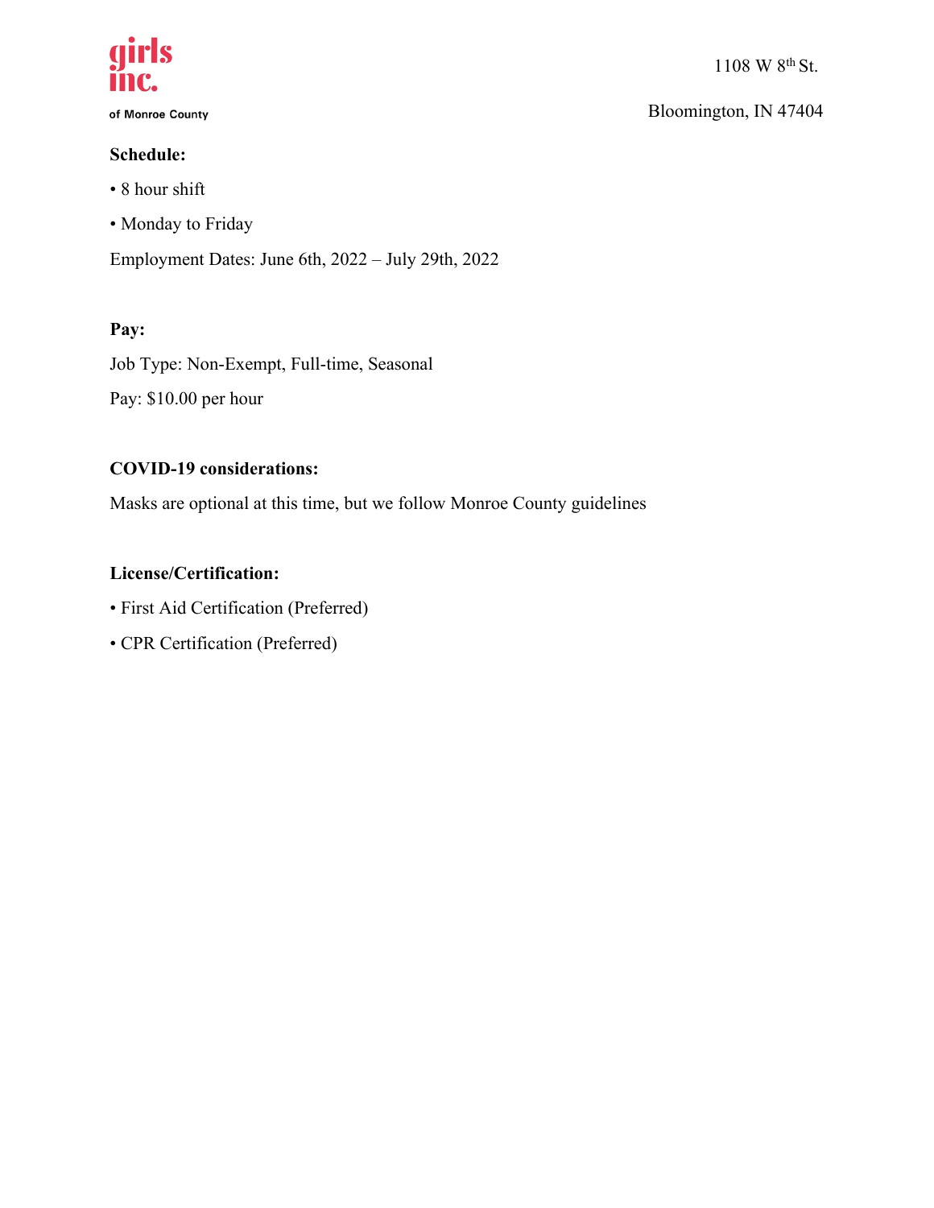girls inc.

of Monroe County

1108 W 8th St.

Bloomington, IN 47404

**Schedule:**

- 8 hour shift
- Monday to Friday

Employment Dates: June 6th, 2022 – July 29th, 2022

**Pay:**

Job Type: Non-Exempt, Full-time, Seasonal

Pay: $10.00 per hour

**COVID-19 considerations:**

Masks are optional at this time, but we follow Monroe County guidelines

**License/Certification:**

- First Aid Certification (Preferred)
- CPR Certification (Preferred)